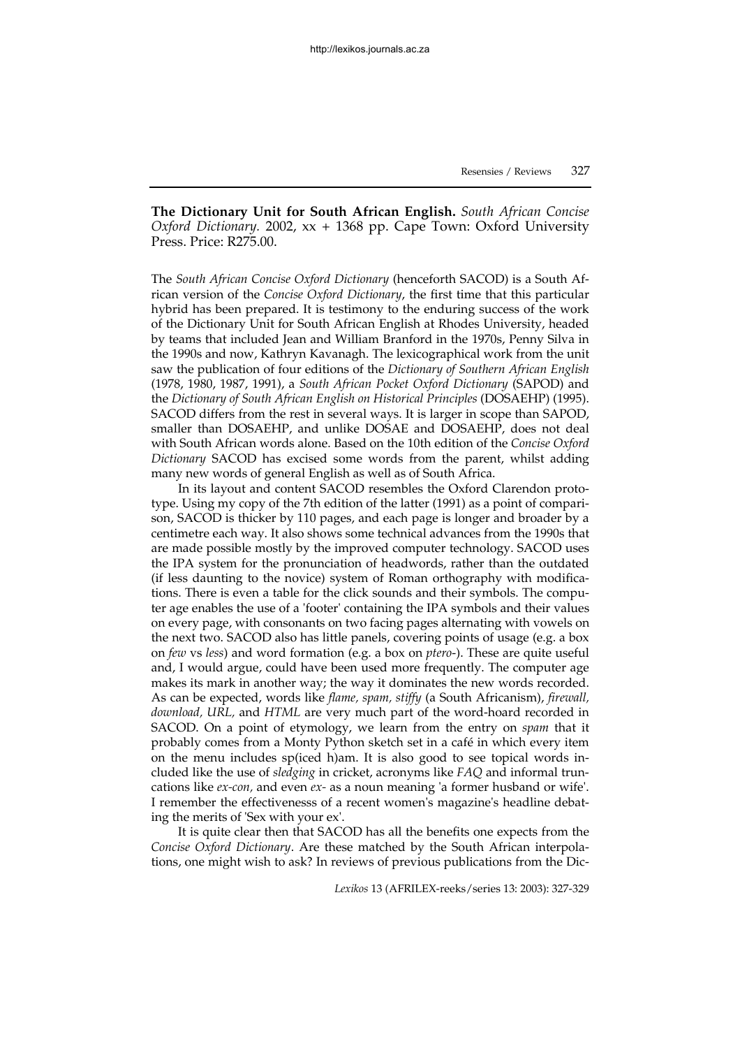**The Dictionary Unit for South African English.** *South African Concise Oxford Dictionary.* 2002, xx + 1368 pp. Cape Town: Oxford University Press. Price: R275.00.

The *South African Concise Oxford Dictionary* (henceforth SACOD) is a South African version of the *Concise Oxford Dictionary*, the first time that this particular hybrid has been prepared. It is testimony to the enduring success of the work of the Dictionary Unit for South African English at Rhodes University, headed by teams that included Jean and William Branford in the 1970s, Penny Silva in the 1990s and now, Kathryn Kavanagh. The lexicographical work from the unit saw the publication of four editions of the *Dictionary of Southern African English* (1978, 1980, 1987, 1991), a *South African Pocket Oxford Dictionary* (SAPOD) and the *Dictionary of South African English on Historical Principles* (DOSAEHP) (1995). SACOD differs from the rest in several ways. It is larger in scope than SAPOD, smaller than DOSAEHP, and unlike DOSAE and DOSAEHP, does not deal with South African words alone. Based on the 10th edition of the *Concise Oxford Dictionary* SACOD has excised some words from the parent, whilst adding many new words of general English as well as of South Africa.

In its layout and content SACOD resembles the Oxford Clarendon prototype. Using my copy of the 7th edition of the latter (1991) as a point of comparison, SACOD is thicker by 110 pages, and each page is longer and broader by a centimetre each way. It also shows some technical advances from the 1990s that are made possible mostly by the improved computer technology. SACOD uses the IPA system for the pronunciation of headwords, rather than the outdated (if less daunting to the novice) system of Roman orthography with modifications. There is even a table for the click sounds and their symbols. The computer age enables the use of a 'footer' containing the IPA symbols and their values on every page, with consonants on two facing pages alternating with vowels on the next two. SACOD also has little panels, covering points of usage (e.g. a box on *few* vs *less*) and word formation (e.g. a box on *ptero-*). These are quite useful and, I would argue, could have been used more frequently. The computer age makes its mark in another way; the way it dominates the new words recorded. As can be expected, words like *flame, spam, stiffy* (a South Africanism), *firewall, download, URL,* and *HTML* are very much part of the word-hoard recorded in SACOD. On a point of etymology, we learn from the entry on *spam* that it probably comes from a Monty Python sketch set in a café in which every item on the menu includes sp(iced h)am. It is also good to see topical words included like the use of *sledging* in cricket, acronyms like *FAQ* and informal truncations like *ex-con,* and even *ex-* as a noun meaning 'a former husband or wife'. I remember the effectivenesss of a recent women's magazine's headline debating the merits of 'Sex with your ex'.

It is quite clear then that SACOD has all the benefits one expects from the *Concise Oxford Dictionary*. Are these matched by the South African interpolations, one might wish to ask? In reviews of previous publications from the Dic-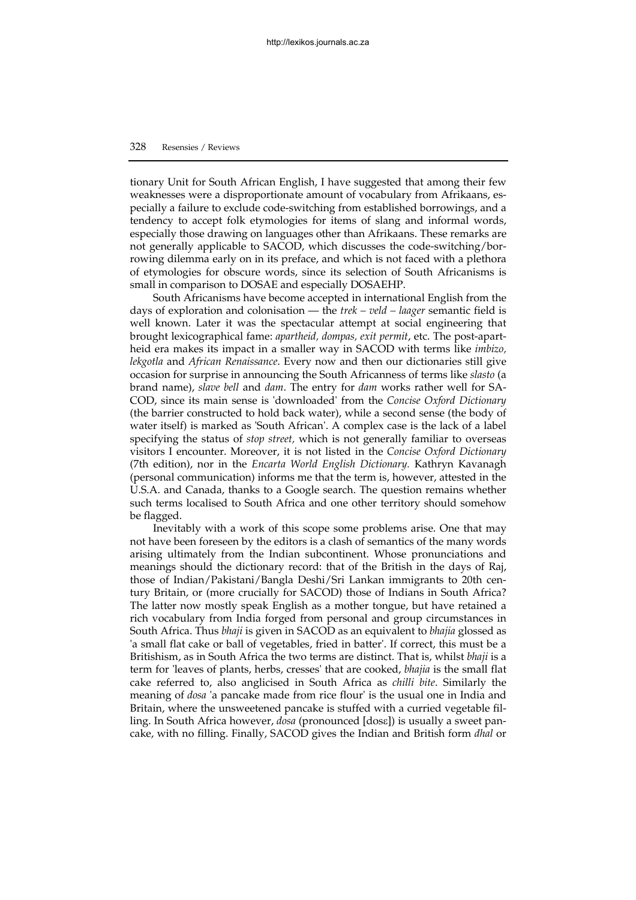tionary Unit for South African English, I have suggested that among their few weaknesses were a disproportionate amount of vocabulary from Afrikaans, especially a failure to exclude code-switching from established borrowings, and a tendency to accept folk etymologies for items of slang and informal words, especially those drawing on languages other than Afrikaans. These remarks are not generally applicable to SACOD, which discusses the code-switching/borrowing dilemma early on in its preface, and which is not faced with a plethora of etymologies for obscure words, since its selection of South Africanisms is small in comparison to DOSAE and especially DOSAEHP.

South Africanisms have become accepted in international English from the days of exploration and colonisation — the *trek – veld – laager* semantic field is well known. Later it was the spectacular attempt at social engineering that brought lexicographical fame: *apartheid, dompas, exit permit*, etc. The post-apartheid era makes its impact in a smaller way in SACOD with terms like *imbizo, lekgotla* and *African Renaissance*. Every now and then our dictionaries still give occasion for surprise in announcing the South Africanness of terms like *slasto* (a brand name), *slave bell* and *dam*. The entry for *dam* works rather well for SACOD, since its main sense is 'downloaded' from the *Concise Oxford Dictionary* (the barrier constructed to hold back water), while a second sense (the body of water itself) is marked as 'South African'. A complex case is the lack of a label specifying the status of *stop street,* which is not generally familiar to overseas visitors I encounter. Moreover, it is not listed in the *Concise Oxford Dictionary* (7th edition), nor in the *Encarta World English Dictionary.* Kathryn Kavanagh (personal communication) informs me that the term is, however, attested in the U.S.A. and Canada, thanks to a Google search. The question remains whether such terms localised to South Africa and one other territory should somehow be flagged.

Inevitably with a work of this scope some problems arise. One that may not have been foreseen by the editors is a clash of semantics of the many words arising ultimately from the Indian subcontinent. Whose pronunciations and meanings should the dictionary record: that of the British in the days of Raj, those of Indian/Pakistani/Bangla Deshi/Sri Lankan immigrants to 20th century Britain, or (more crucially for SACOD) those of Indians in South Africa? The latter now mostly speak English as a mother tongue, but have retained a rich vocabulary from India forged from personal and group circumstances in South Africa. Thus *bhaji* is given in SACOD as an equivalent to *bhajia* glossed as 'a small flat cake or ball of vegetables, fried in batter'. If correct, this must be a Britishism, as in South Africa the two terms are distinct. That is, whilst *bhaji* is a term for 'leaves of plants, herbs, cresses' that are cooked, *bhajia* is the small flat cake referred to, also anglicised in South Africa as *chilli bite*. Similarly the meaning of *dosa* 'a pancake made from rice flour' is the usual one in India and Britain, where the unsweetened pancake is stuffed with a curried vegetable filling. In South Africa however, *dosa* (pronounced [dosɛ]) is usually a sweet pancake, with no filling. Finally, SACOD gives the Indian and British form *dhal* or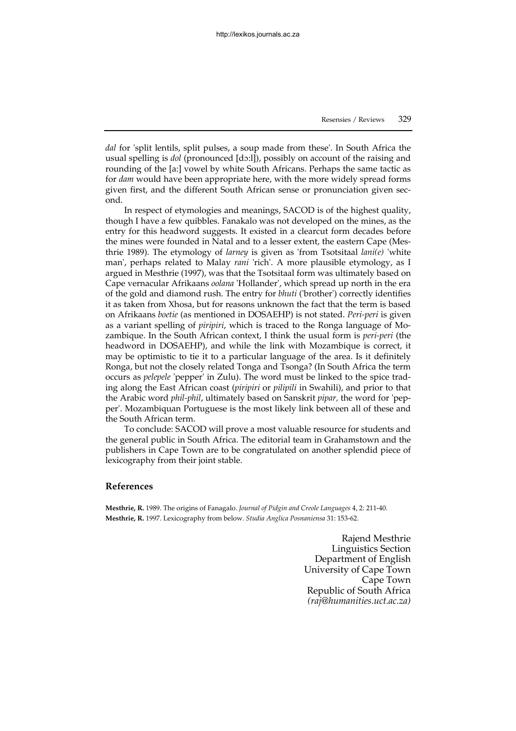*dal* for 'split lentils, split pulses, a soup made from these'. In South Africa the usual spelling is *dol* (pronounced [dɔːl]), possibly on account of the raising and rounding of the [aː] vowel by white South Africans. Perhaps the same tactic as for *dam* would have been appropriate here, with the more widely spread forms given first, and the different South African sense or pronunciation given second.

In respect of etymologies and meanings, SACOD is of the highest quality, though I have a few quibbles. Fanakalo was not developed on the mines, as the entry for this headword suggests. It existed in a clearcut form decades before the mines were founded in Natal and to a lesser extent, the eastern Cape (Mesthrie 1989). The etymology of *larney* is given as 'from Tsotsitaal *lani(e)* 'white man', perhaps related to Malay *rani* 'rich'. A more plausible etymology, as I argued in Mesthrie (1997), was that the Tsotsitaal form was ultimately based on Cape vernacular Afrikaans *oolana* 'Hollander', which spread up north in the era of the gold and diamond rush. The entry for *bhuti* ('brother') correctly identifies it as taken from Xhosa, but for reasons unknown the fact that the term is based on Afrikaans *boetie* (as mentioned in DOSAEHP) is not stated. *Peri-peri* is given as a variant spelling of *piripiri*, which is traced to the Ronga language of Mozambique. In the South African context, I think the usual form is *peri-peri* (the headword in DOSAEHP), and while the link with Mozambique is correct, it may be optimistic to tie it to a particular language of the area. Is it definitely Ronga, but not the closely related Tonga and Tsonga? (In South Africa the term occurs as *pelepele* 'pepper' in Zulu). The word must be linked to the spice trading along the East African coast (*piripiri* or *pilipili* in Swahili), and prior to that the Arabic word *phil-phil*, ultimately based on Sanskrit *pipar,* the word for 'pepper'. Mozambiquan Portuguese is the most likely link between all of these and the South African term.

To conclude: SACOD will prove a most valuable resource for students and the general public in South Africa. The editorial team in Grahamstown and the publishers in Cape Town are to be congratulated on another splendid piece of lexicography from their joint stable.

## References

**Mesthrie, R.** 1989. The origins of Fanagalo. *Journal of Pidgin and Creole Languages* 4, 2: 211-40.

**Mesthrie, R.** 1997. Lexicography from below. *Studia Anglica Posnaniensa* 31: 153-62.

Rajend Mesthrie
Linguistics Section
Department of English
University of Cape Town
Cape Town
Republic of South Africa
*(raj@humanities.uct.ac.za)*